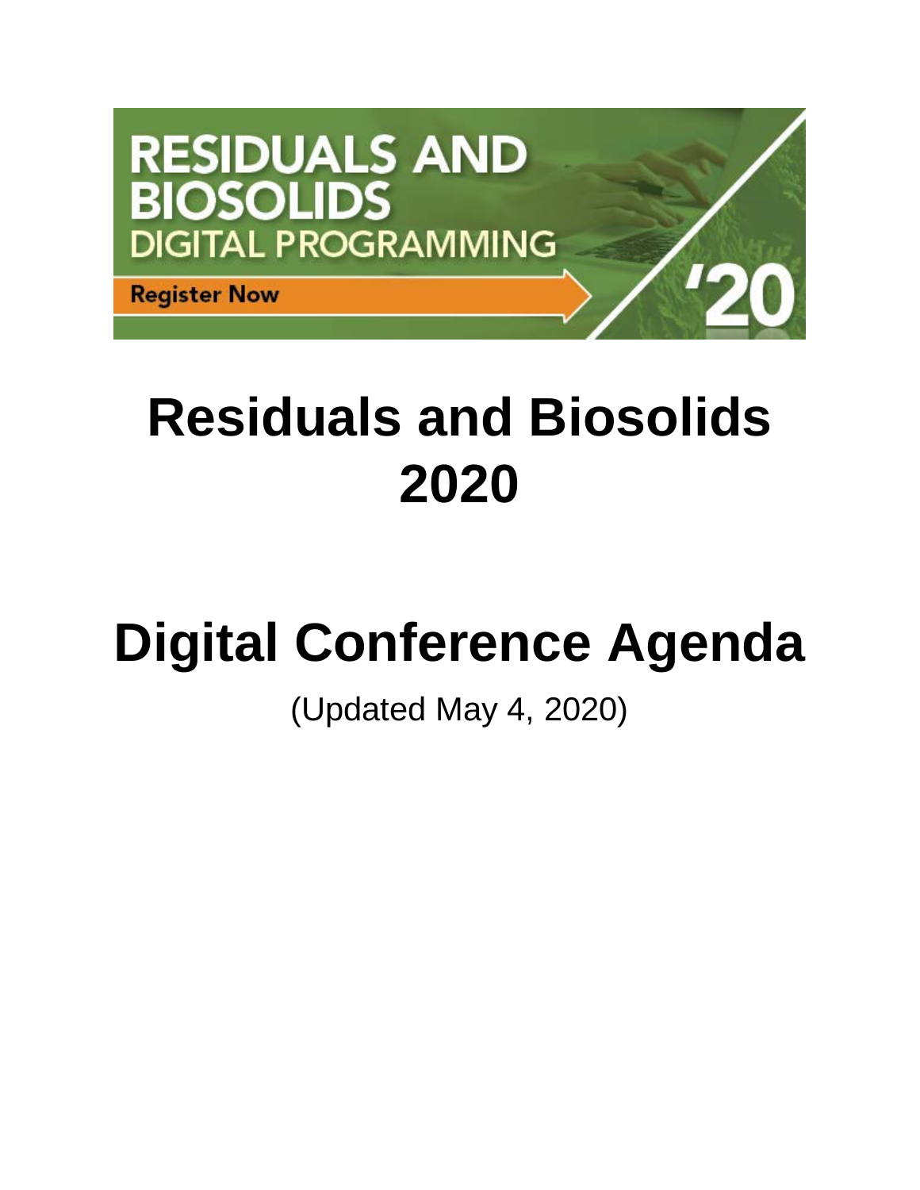RESIDUALS AND BIOSOLIDS DIGITAL PROGRAMMING

Register Now

'20

# Residuals and Biosolids 2020

# Digital Conference Agenda

(Updated May 4, 2020)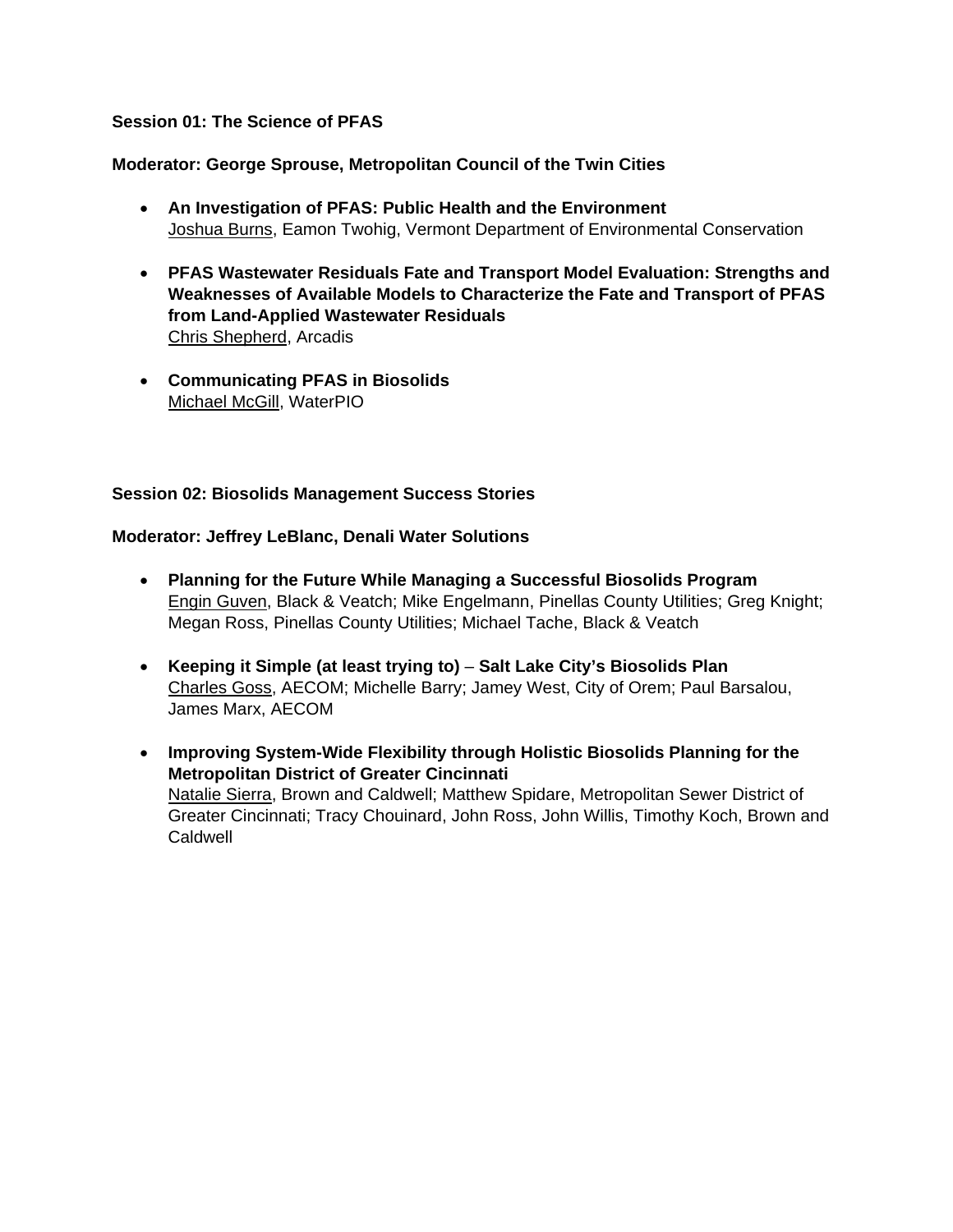**Session 01: The Science of PFAS**

**Moderator: George Sprouse, Metropolitan Council of the Twin Cities**

- **An Investigation of PFAS: Public Health and the Environment**
  Joshua Burns, Eamon Twohig, Vermont Department of Environmental Conservation

- **PFAS Wastewater Residuals Fate and Transport Model Evaluation: Strengths and Weaknesses of Available Models to Characterize the Fate and Transport of PFAS from Land-Applied Wastewater Residuals**
  Chris Shepherd, Arcadis

- **Communicating PFAS in Biosolids**
  Michael McGill, WaterPIO

**Session 02: Biosolids Management Success Stories**

**Moderator: Jeffrey LeBlanc, Denali Water Solutions**

- **Planning for the Future While Managing a Successful Biosolids Program**
  Engin Guven, Black & Veatch; Mike Engelmann, Pinellas County Utilities; Greg Knight; Megan Ross, Pinellas County Utilities; Michael Tache, Black & Veatch

- **Keeping it Simple (at least trying to)** – **Salt Lake City's Biosolids Plan**
  Charles Goss, AECOM; Michelle Barry; Jamey West, City of Orem; Paul Barsalou, James Marx, AECOM

- **Improving System-Wide Flexibility through Holistic Biosolids Planning for the Metropolitan District of Greater Cincinnati**
  Natalie Sierra, Brown and Caldwell; Matthew Spidare, Metropolitan Sewer District of Greater Cincinnati; Tracy Chouinard, John Ross, John Willis, Timothy Koch, Brown and Caldwell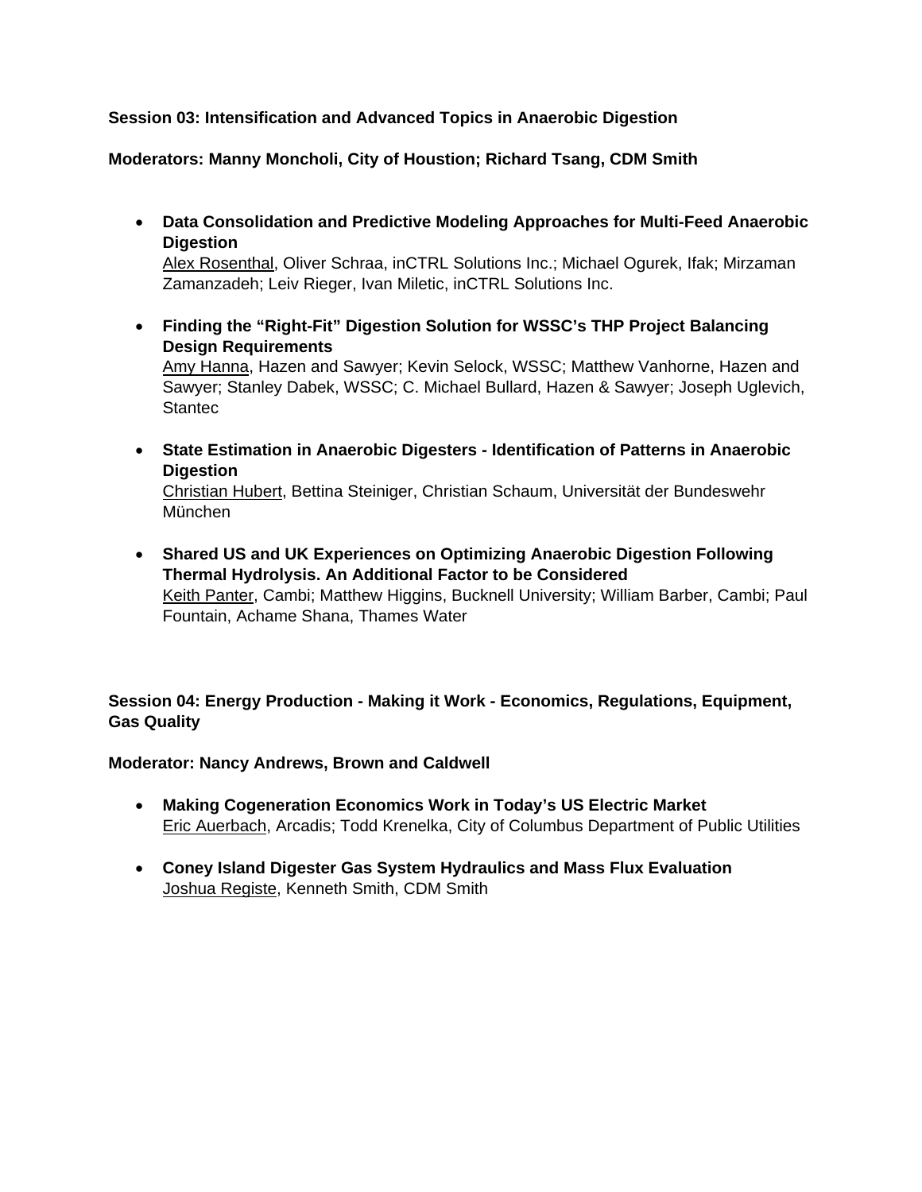**Session 03: Intensification and Advanced Topics in Anaerobic Digestion**

**Moderators: Manny Moncholi, City of Houstion; Richard Tsang, CDM Smith**

- **Data Consolidation and Predictive Modeling Approaches for Multi-Feed Anaerobic Digestion**
  Alex Rosenthal, Oliver Schraa, inCTRL Solutions Inc.; Michael Ogurek, Ifak; Mirzaman Zamanzadeh; Leiv Rieger, Ivan Miletic, inCTRL Solutions Inc.

- **Finding the "Right-Fit" Digestion Solution for WSSC's THP Project Balancing Design Requirements**
  Amy Hanna, Hazen and Sawyer; Kevin Selock, WSSC; Matthew Vanhorne, Hazen and Sawyer; Stanley Dabek, WSSC; C. Michael Bullard, Hazen & Sawyer; Joseph Uglevich, Stantec

- **State Estimation in Anaerobic Digesters - Identification of Patterns in Anaerobic Digestion**
  Christian Hubert, Bettina Steiniger, Christian Schaum, Universität der Bundeswehr München

- **Shared US and UK Experiences on Optimizing Anaerobic Digestion Following Thermal Hydrolysis. An Additional Factor to be Considered**
  Keith Panter, Cambi; Matthew Higgins, Bucknell University; William Barber, Cambi; Paul Fountain, Achame Shana, Thames Water

**Session 04: Energy Production - Making it Work - Economics, Regulations, Equipment, Gas Quality**

**Moderator: Nancy Andrews, Brown and Caldwell**

- **Making Cogeneration Economics Work in Today's US Electric Market**
  Eric Auerbach, Arcadis; Todd Krenelka, City of Columbus Department of Public Utilities

- **Coney Island Digester Gas System Hydraulics and Mass Flux Evaluation**
  Joshua Registe, Kenneth Smith, CDM Smith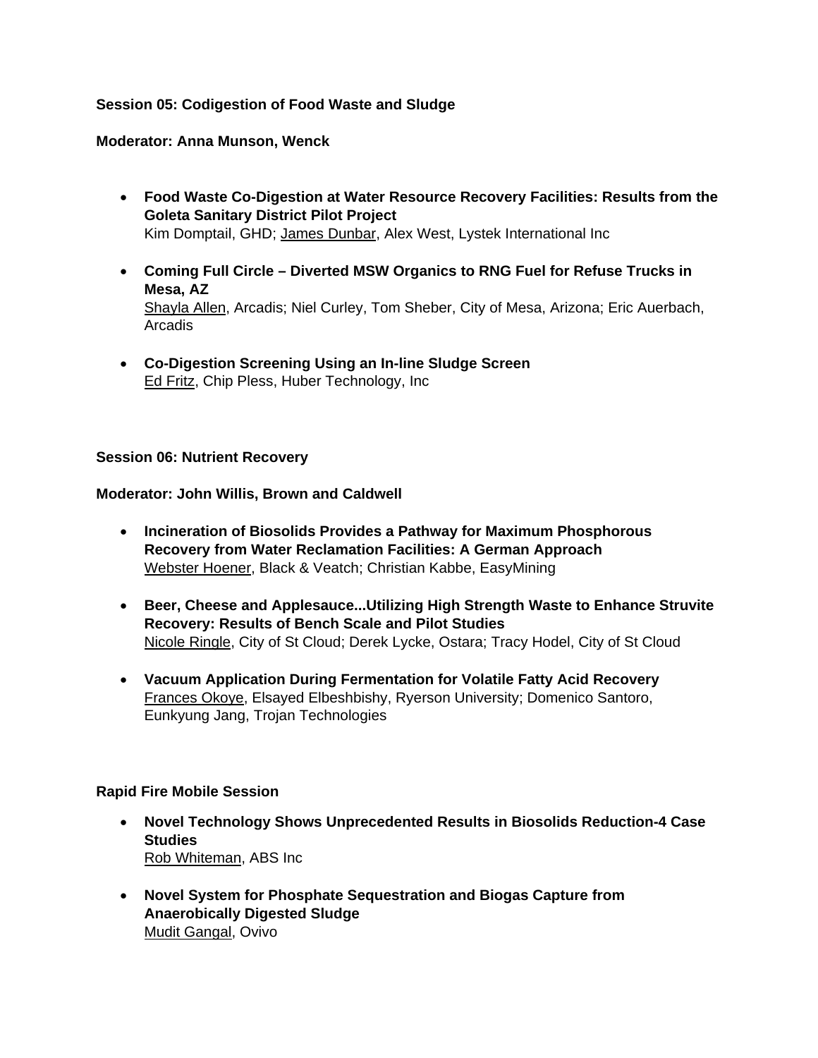**Session 05: Codigestion of Food Waste and Sludge**

**Moderator: Anna Munson, Wenck**

- **Food Waste Co-Digestion at Water Resource Recovery Facilities: Results from the Goleta Sanitary District Pilot Project**
  Kim Domptail, GHD; <u>James Dunbar</u>, Alex West, Lystek International Inc

- **Coming Full Circle – Diverted MSW Organics to RNG Fuel for Refuse Trucks in Mesa, AZ**
  <u>Shayla Allen</u>, Arcadis; Niel Curley, Tom Sheber, City of Mesa, Arizona; Eric Auerbach, Arcadis

- **Co-Digestion Screening Using an In-line Sludge Screen**
  <u>Ed Fritz</u>, Chip Pless, Huber Technology, Inc

**Session 06: Nutrient Recovery**

**Moderator: John Willis, Brown and Caldwell**

- **Incineration of Biosolids Provides a Pathway for Maximum Phosphorous Recovery from Water Reclamation Facilities: A German Approach**
  <u>Webster Hoener</u>, Black & Veatch; Christian Kabbe, EasyMining

- **Beer, Cheese and Applesauce...Utilizing High Strength Waste to Enhance Struvite Recovery: Results of Bench Scale and Pilot Studies**
  <u>Nicole Ringle</u>, City of St Cloud; Derek Lycke, Ostara; Tracy Hodel, City of St Cloud

- **Vacuum Application During Fermentation for Volatile Fatty Acid Recovery**
  <u>Frances Okoye</u>, Elsayed Elbeshbishy, Ryerson University; Domenico Santoro, Eunkyung Jang, Trojan Technologies

**Rapid Fire Mobile Session**

- **Novel Technology Shows Unprecedented Results in Biosolids Reduction-4 Case Studies**
  <u>Rob Whiteman</u>, ABS Inc

- **Novel System for Phosphate Sequestration and Biogas Capture from Anaerobically Digested Sludge**
  <u>Mudit Gangal</u>, Ovivo